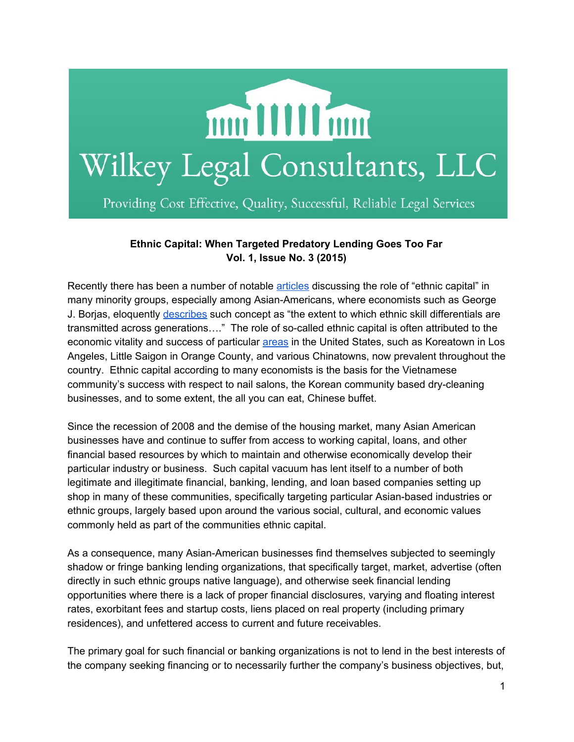# Wilkey Legal Consultants, LLC

Providing Cost Effective, Quality, Successful, Reliable Legal Services

**Ethnic Capital: When Targeted Predatory Lending Goes Too Far**
**Vol. 1, Issue No. 3 (2015)**

Recently there has been a number of notable articles discussing the role of "ethnic capital" in many minority groups, especially among Asian-Americans, where economists such as George J. Borjas, eloquently describes such concept as "the extent to which ethnic skill differentials are transmitted across generations…." The role of so-called ethnic capital is often attributed to the economic vitality and success of particular areas in the United States, such as Koreatown in Los Angeles, Little Saigon in Orange County, and various Chinatowns, now prevalent throughout the country. Ethnic capital according to many economists is the basis for the Vietnamese community's success with respect to nail salons, the Korean community based dry-cleaning businesses, and to some extent, the all you can eat, Chinese buffet.

Since the recession of 2008 and the demise of the housing market, many Asian American businesses have and continue to suffer from access to working capital, loans, and other financial based resources by which to maintain and otherwise economically develop their particular industry or business. Such capital vacuum has lent itself to a number of both legitimate and illegitimate financial, banking, lending, and loan based companies setting up shop in many of these communities, specifically targeting particular Asian-based industries or ethnic groups, largely based upon around the various social, cultural, and economic values commonly held as part of the communities ethnic capital.

As a consequence, many Asian-American businesses find themselves subjected to seemingly shadow or fringe banking lending organizations, that specifically target, market, advertise (often directly in such ethnic groups native language), and otherwise seek financial lending opportunities where there is a lack of proper financial disclosures, varying and floating interest rates, exorbitant fees and startup costs, liens placed on real property (including primary residences), and unfettered access to current and future receivables.

The primary goal for such financial or banking organizations is not to lend in the best interests of the company seeking financing or to necessarily further the company's business objectives, but,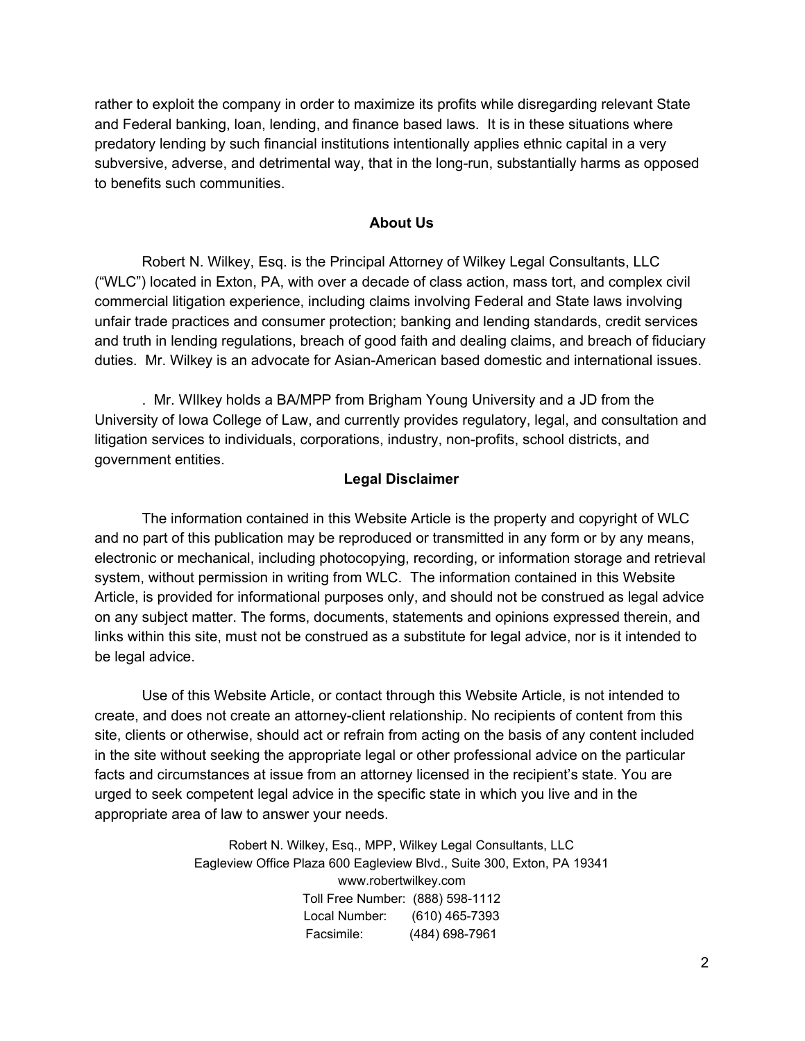rather to exploit the company in order to maximize its profits while disregarding relevant State and Federal banking, loan, lending, and finance based laws. It is in these situations where predatory lending by such financial institutions intentionally applies ethnic capital in a very subversive, adverse, and detrimental way, that in the long-run, substantially harms as opposed to benefits such communities.

## About Us

Robert N. Wilkey, Esq. is the Principal Attorney of Wilkey Legal Consultants, LLC ("WLC") located in Exton, PA, with over a decade of class action, mass tort, and complex civil commercial litigation experience, including claims involving Federal and State laws involving unfair trade practices and consumer protection; banking and lending standards, credit services and truth in lending regulations, breach of good faith and dealing claims, and breach of fiduciary duties. Mr. Wilkey is an advocate for Asian-American based domestic and international issues.

. Mr. WIlkey holds a BA/MPP from Brigham Young University and a JD from the University of Iowa College of Law, and currently provides regulatory, legal, and consultation and litigation services to individuals, corporations, industry, non-profits, school districts, and government entities.

## Legal Disclaimer

The information contained in this Website Article is the property and copyright of WLC and no part of this publication may be reproduced or transmitted in any form or by any means, electronic or mechanical, including photocopying, recording, or information storage and retrieval system, without permission in writing from WLC. The information contained in this Website Article, is provided for informational purposes only, and should not be construed as legal advice on any subject matter. The forms, documents, statements and opinions expressed therein, and links within this site, must not be construed as a substitute for legal advice, nor is it intended to be legal advice.

Use of this Website Article, or contact through this Website Article, is not intended to create, and does not create an attorney-client relationship. No recipients of content from this site, clients or otherwise, should act or refrain from acting on the basis of any content included in the site without seeking the appropriate legal or other professional advice on the particular facts and circumstances at issue from an attorney licensed in the recipient's state. You are urged to seek competent legal advice in the specific state in which you live and in the appropriate area of law to answer your needs.

Robert N. Wilkey, Esq., MPP, Wilkey Legal Consultants, LLC
Eagleview Office Plaza 600 Eagleview Blvd., Suite 300, Exton, PA 19341
www.robertwilkey.com
Toll Free Number: (888) 598-1112
Local Number: (610) 465-7393
Facsimile: (484) 698-7961